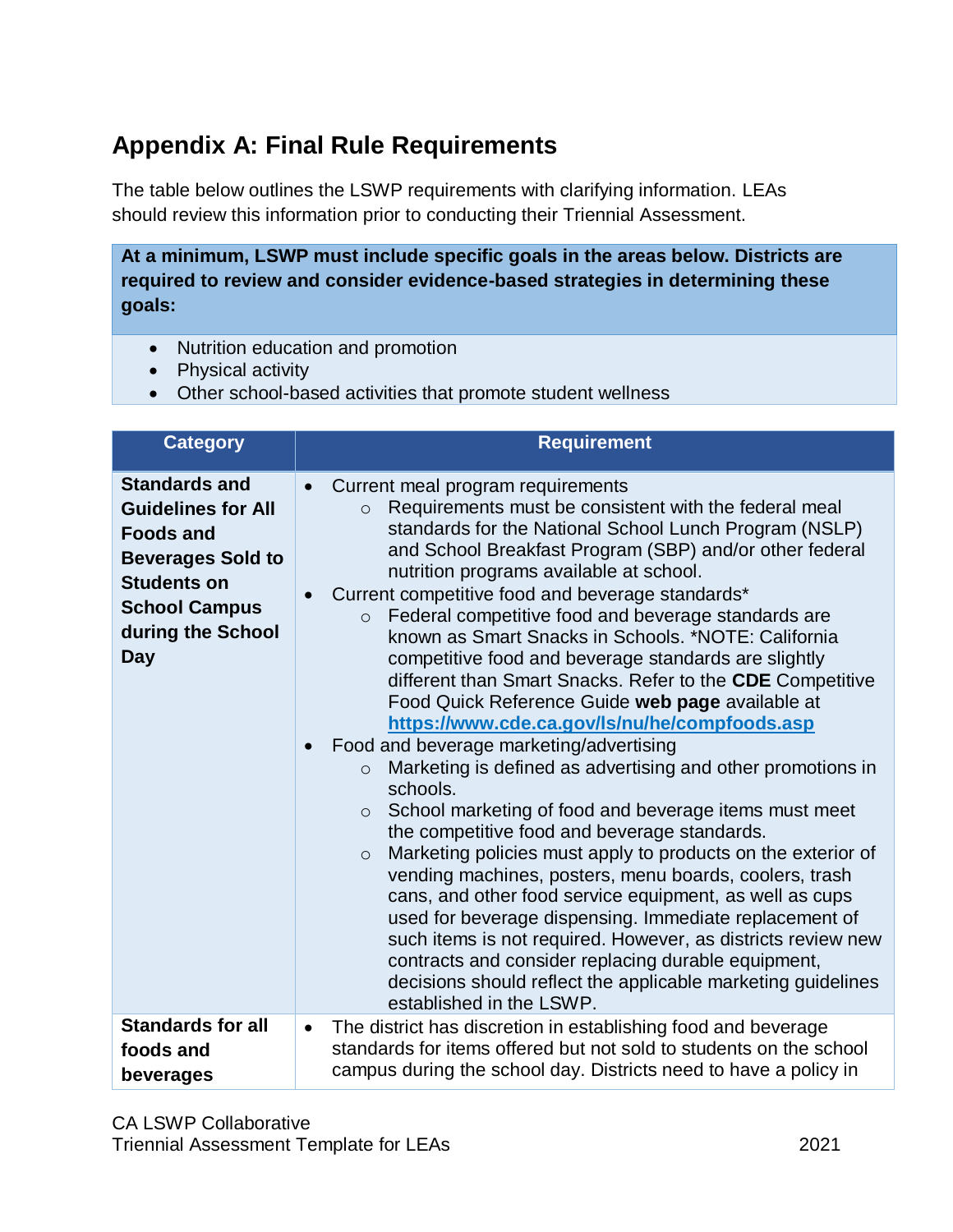## Appendix A: Final Rule Requirements

The table below outlines the LSWP requirements with clarifying information. LEAs should review this information prior to conducting their Triennial Assessment.

**At a minimum, LSWP must include specific goals in the areas below. Districts are required to review and consider evidence-based strategies in determining these goals:**

- Nutrition education and promotion
- Physical activity
- Other school-based activities that promote student wellness

| Category | Requirement |
|---|---|
| **Standards and Guidelines for All Foods and Beverages Sold to Students on School Campus during the School Day** | • Current meal program requirements<br>  ○ Requirements must be consistent with the federal meal standards for the National School Lunch Program (NSLP) and School Breakfast Program (SBP) and/or other federal nutrition programs available at school.<br>• Current competitive food and beverage standards*<br>  ○ Federal competitive food and beverage standards are known as Smart Snacks in Schools. *NOTE: California competitive food and beverage standards are slightly different than Smart Snacks. Refer to the **CDE** Competitive Food Quick Reference Guide **web page** available at **https://www.cde.ca.gov/ls/nu/he/compfoods.asp**<br>• Food and beverage marketing/advertising<br>  ○ Marketing is defined as advertising and other promotions in schools.<br>  ○ School marketing of food and beverage items must meet the competitive food and beverage standards.<br>  ○ Marketing policies must apply to products on the exterior of vending machines, posters, menu boards, coolers, trash cans, and other food service equipment, as well as cups used for beverage dispensing. Immediate replacement of such items is not required. However, as districts review new contracts and consider replacing durable equipment, decisions should reflect the applicable marketing guidelines established in the LSWP. |
| **Standards for all foods and beverages** | • The district has discretion in establishing food and beverage standards for items offered but not sold to students on the school campus during the school day. Districts need to have a policy in |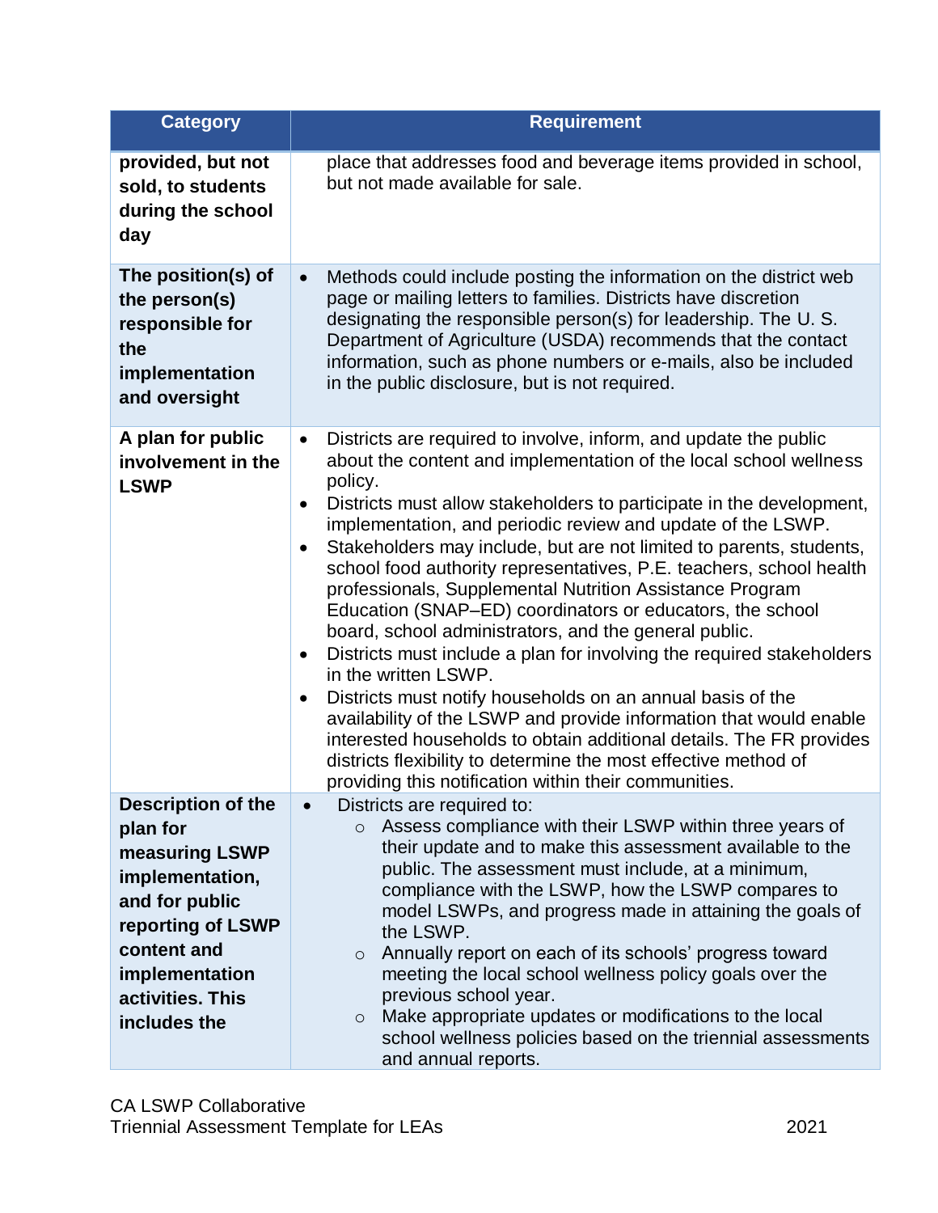| Category | Requirement |
| --- | --- |
| **provided, but not sold, to students during the school day** | place that addresses food and beverage items provided in school, but not made available for sale. |
| **The position(s) of the person(s) responsible for the implementation and oversight** | • Methods could include posting the information on the district web page or mailing letters to families. Districts have discretion designating the responsible person(s) for leadership. The U. S. Department of Agriculture (USDA) recommends that the contact information, such as phone numbers or e-mails, also be included in the public disclosure, but is not required. |
| **A plan for public involvement in the LSWP** | • Districts are required to involve, inform, and update the public about the content and implementation of the local school wellness policy.<br>• Districts must allow stakeholders to participate in the development, implementation, and periodic review and update of the LSWP.<br>• Stakeholders may include, but are not limited to parents, students, school food authority representatives, P.E. teachers, school health professionals, Supplemental Nutrition Assistance Program Education (SNAP–ED) coordinators or educators, the school board, school administrators, and the general public.<br>• Districts must include a plan for involving the required stakeholders in the written LSWP.<br>• Districts must notify households on an annual basis of the availability of the LSWP and provide information that would enable interested households to obtain additional details. The FR provides districts flexibility to determine the most effective method of providing this notification within their communities. |
| **Description of the plan for measuring LSWP implementation, and for public reporting of LSWP content and implementation activities. This includes the** | • Districts are required to:<br>  ○ Assess compliance with their LSWP within three years of their update and to make this assessment available to the public. The assessment must include, at a minimum, compliance with the LSWP, how the LSWP compares to model LSWPs, and progress made in attaining the goals of the LSWP.<br>  ○ Annually report on each of its schools' progress toward meeting the local school wellness policy goals over the previous school year.<br>  ○ Make appropriate updates or modifications to the local school wellness policies based on the triennial assessments and annual reports. |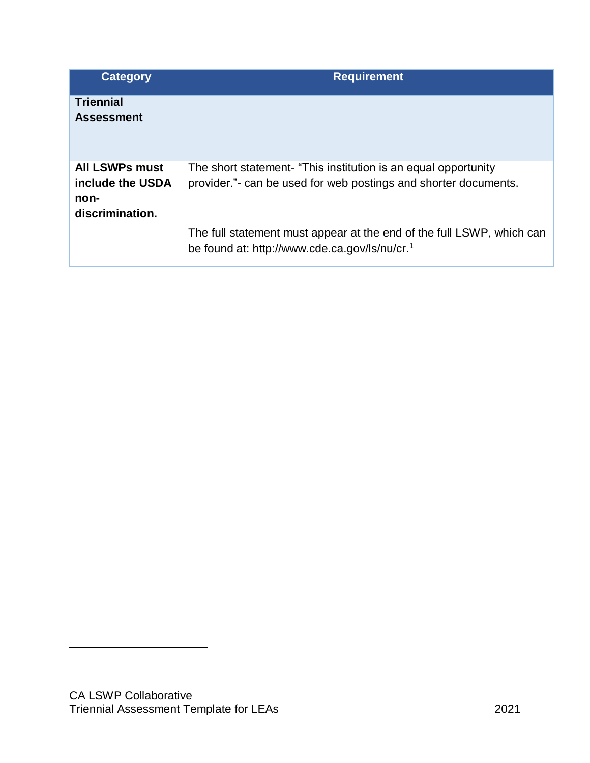| Category | Requirement |
| --- | --- |
| **Triennial Assessment** | |
| **All LSWPs must include the USDA non-discrimination.** | The short statement- “This institution is an equal opportunity provider.”- can be used for web postings and shorter documents.<br><br>The full statement must appear at the end of the full LSWP, which can be found at: http://www.cde.ca.gov/ls/nu/cr.[1] |